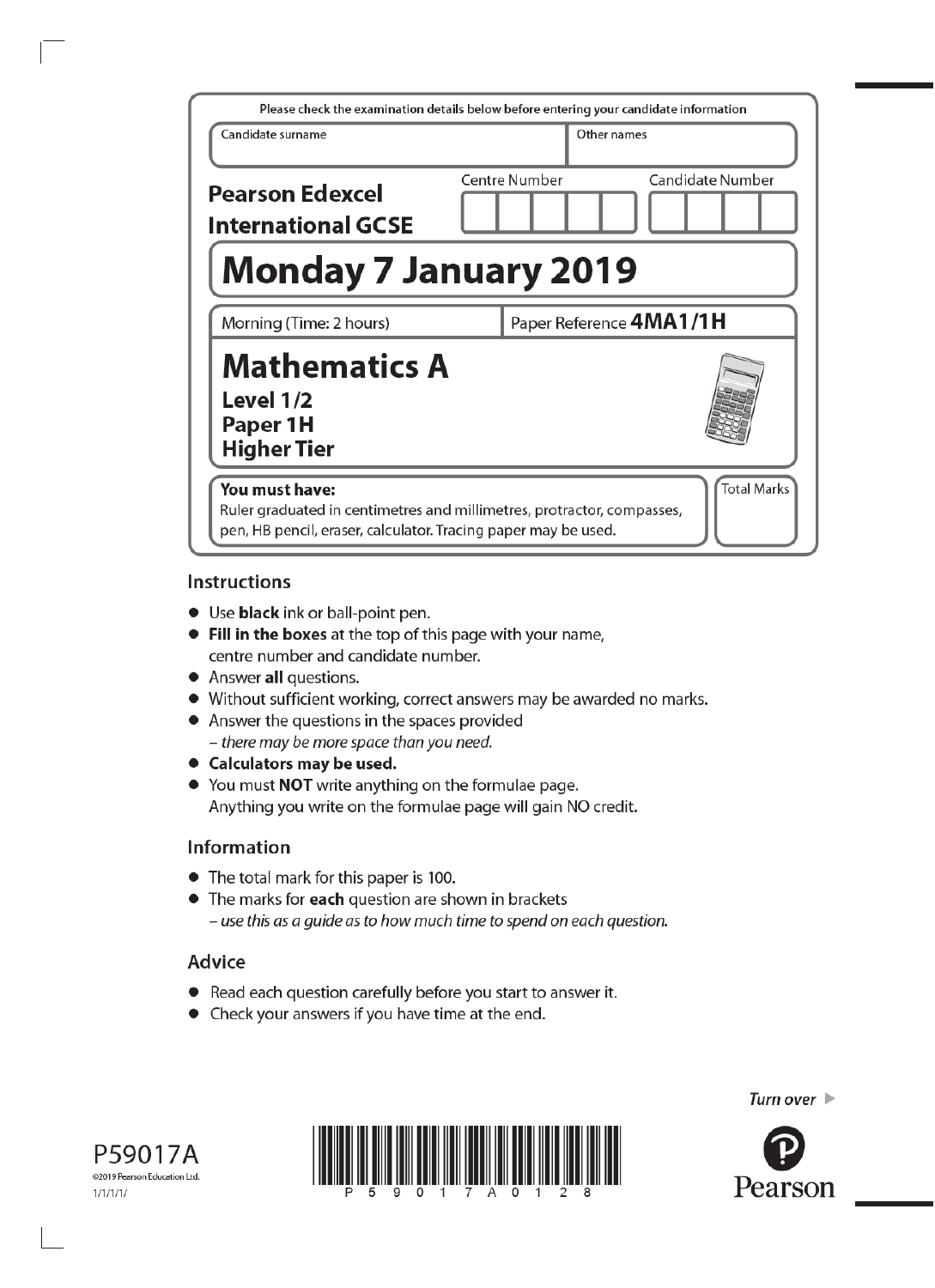Please check the examination details below before entering your candidate information

| Candidate surname | Other names |
|---|---|
| | |

**Pearson Edexcel International GCSE**

| Centre Number | Candidate Number |
|---|---|
| | |

# Monday 7 January 2019

| Morning (Time: 2 hours) | Paper Reference **4MA1/1H** |
|---|---|

# Mathematics A

**Level 1/2**
**Paper 1H**
**Higher Tier**

**You must have:**
Ruler graduated in centimetres and millimetres, protractor, compasses, pen, HB pencil, eraser, calculator. Tracing paper may be used.

Total Marks

## Instructions

- Use **black** ink or ball-point pen.
- **Fill in the boxes** at the top of this page with your name, centre number and candidate number.
- Answer **all** questions.
- Without sufficient working, correct answers may be awarded no marks.
- Answer the questions in the spaces provided – *there may be more space than you need.*
- **Calculators may be used.**
- You must **NOT** write anything on the formulae page. Anything you write on the formulae page will gain NO credit.

## Information

- The total mark for this paper is 100.
- The marks for **each** question are shown in brackets – *use this as a guide as to how much time to spend on each question.*

## Advice

- Read each question carefully before you start to answer it.
- Check your answers if you have time at the end.

*Turn over*

P59017A
©2019 Pearson Education Ltd.
1/1/1/1/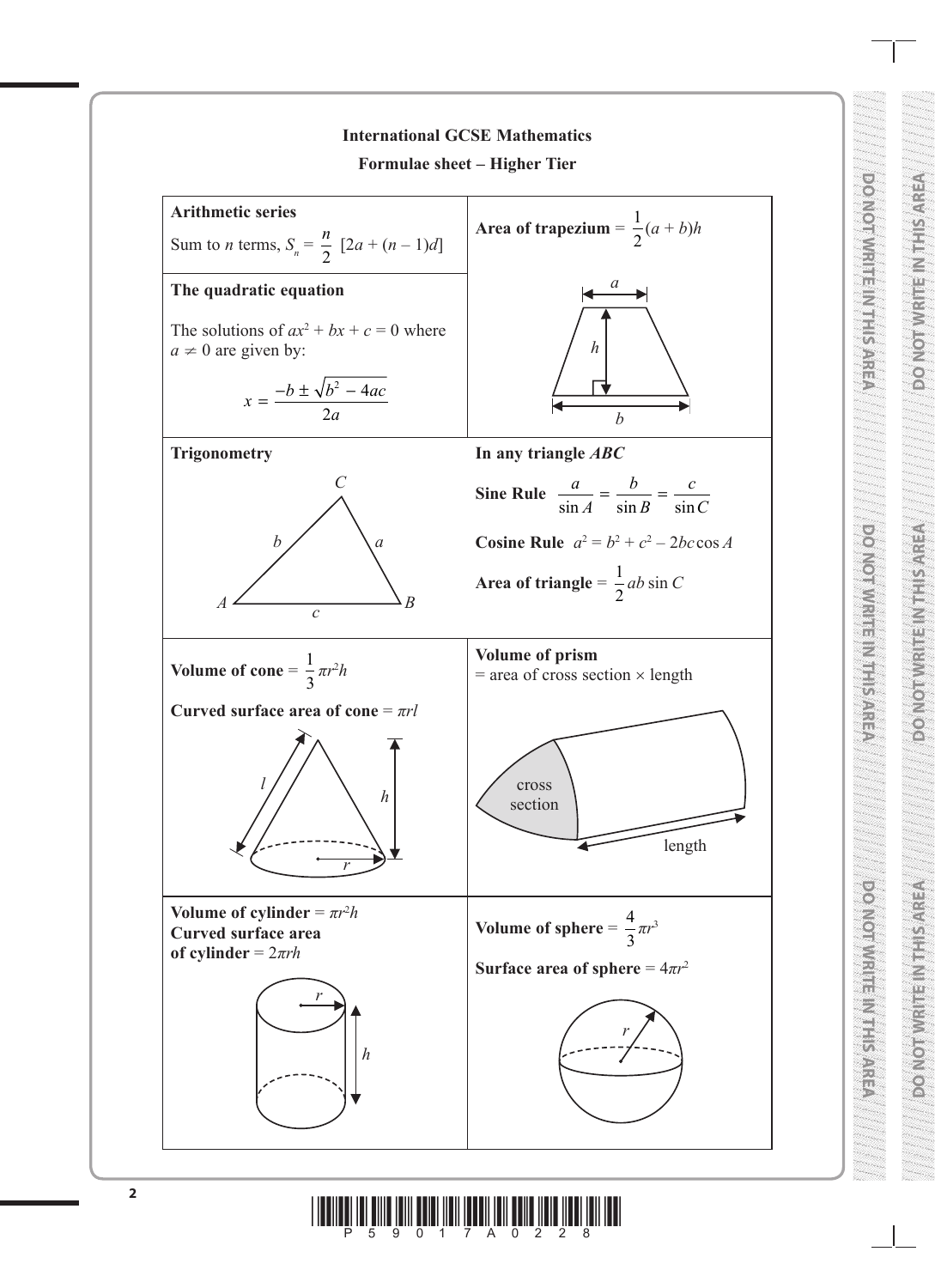# International GCSE Mathematics

## Formulae sheet – Higher Tier

**Arithmetic series**

Sum to *n* terms, $S_n = \frac{n}{2}[2a + (n-1)d]$

**The quadratic equation**

The solutions of $ax^2 + bx + c = 0$ where $a \neq 0$ are given by:

$$x = \frac{-b \pm \sqrt{b^2 - 4ac}}{2a}$$

**Area of trapezium** $= \frac{1}{2}(a + b)h$

**Trigonometry**

**In any triangle** ***ABC***

**Sine Rule** $\frac{a}{\sin A} = \frac{b}{\sin B} = \frac{c}{\sin C}$

**Cosine Rule** $a^2 = b^2 + c^2 - 2bc\cos A$

**Area of triangle** $= \frac{1}{2}ab\sin C$

**Volume of cone** $= \frac{1}{3}\pi r^2 h$

**Curved surface area of cone** $= \pi r l$

**Volume of prism**
= area of cross section × length

**Volume of cylinder** $= \pi r^2 h$

**Curved surface area of cylinder** $= 2\pi r h$

**Volume of sphere** $= \frac{4}{3}\pi r^3$

**Surface area of sphere** $= 4\pi r^2$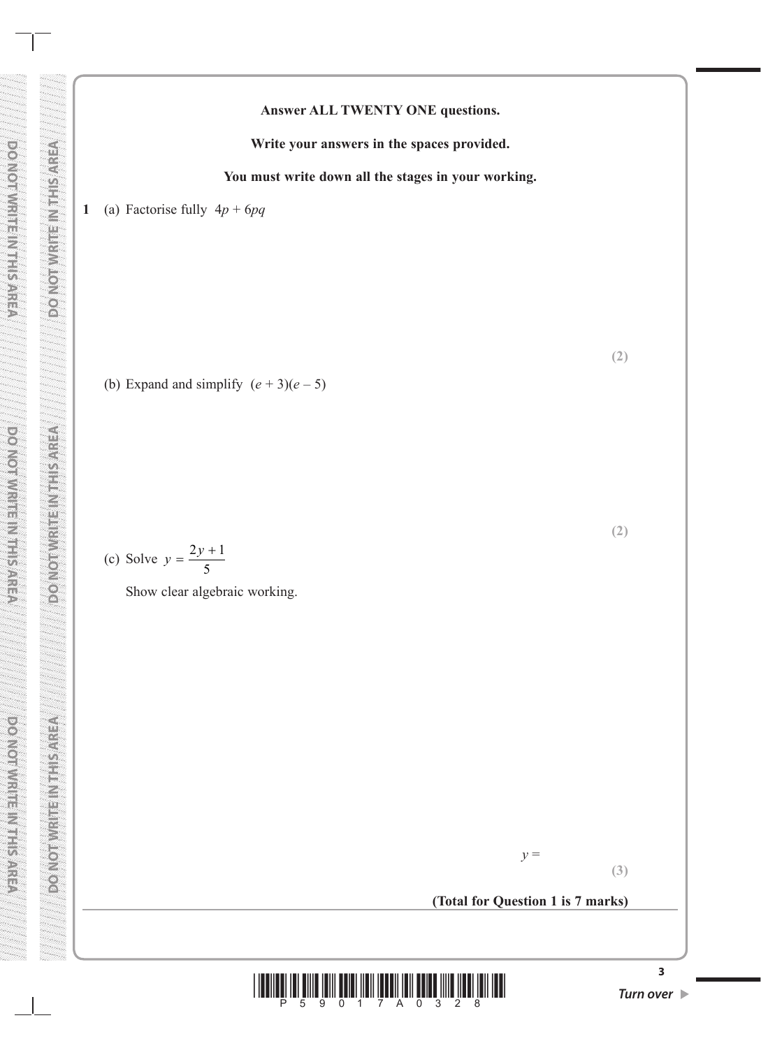**Answer ALL TWENTY ONE questions.**

**Write your answers in the spaces provided.**

**You must write down all the stages in your working.**

**1** (a) Factorise fully $4p + 6pq$

**(2)**

(b) Expand and simplify $(e + 3)(e - 5)$

**(2)**

(c) Solve $y = \dfrac{2y+1}{5}$

Show clear algebraic working.

$y =$

**(3)**

**(Total for Question 1 is 7 marks)**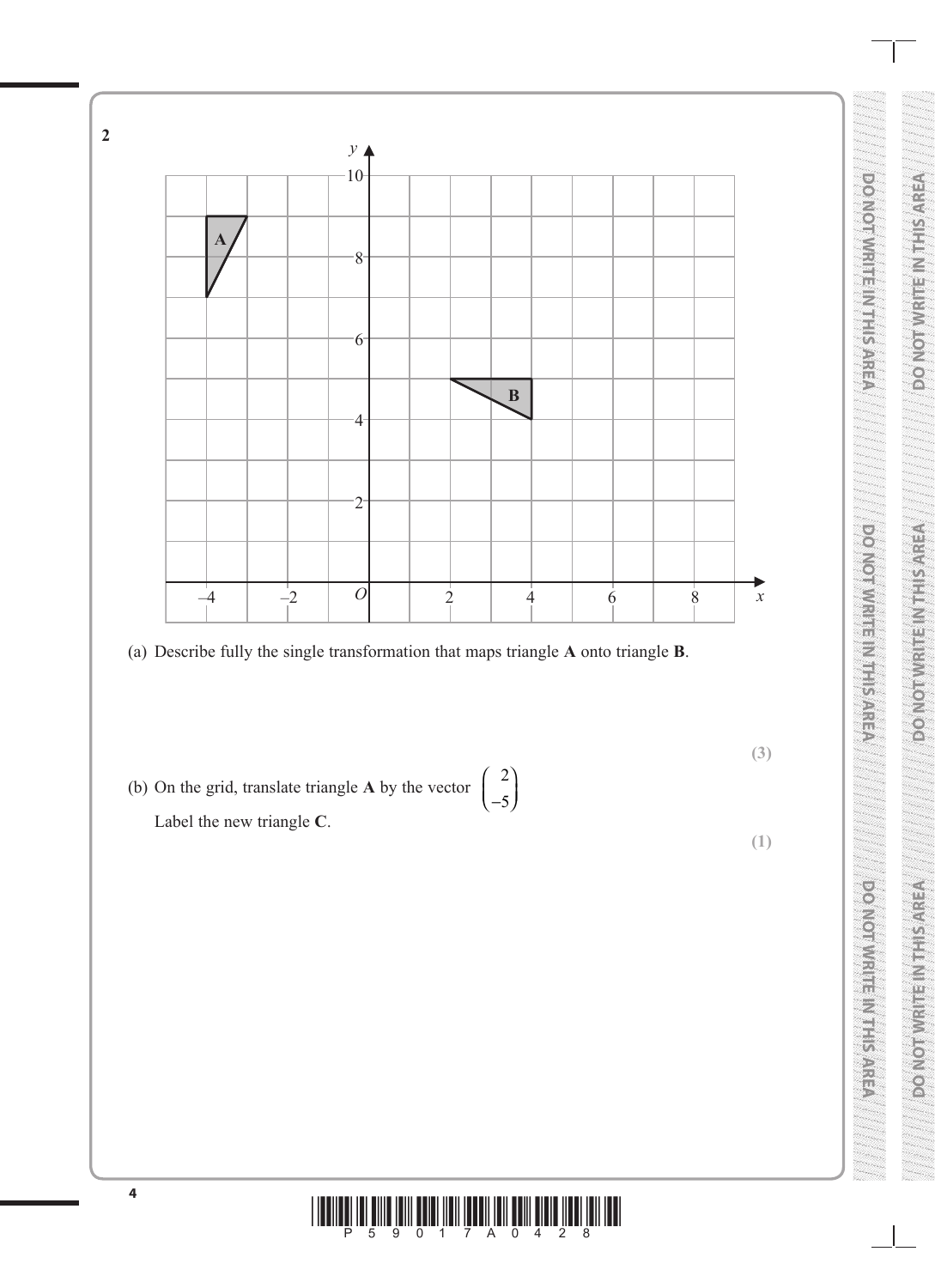**2**

(a) Describe fully the single transformation that maps triangle **A** onto triangle **B**.

**(3)**

(b) On the grid, translate triangle **A** by the vector $\begin{pmatrix} 2 \\ -5 \end{pmatrix}$

Label the new triangle **C**.

**(1)**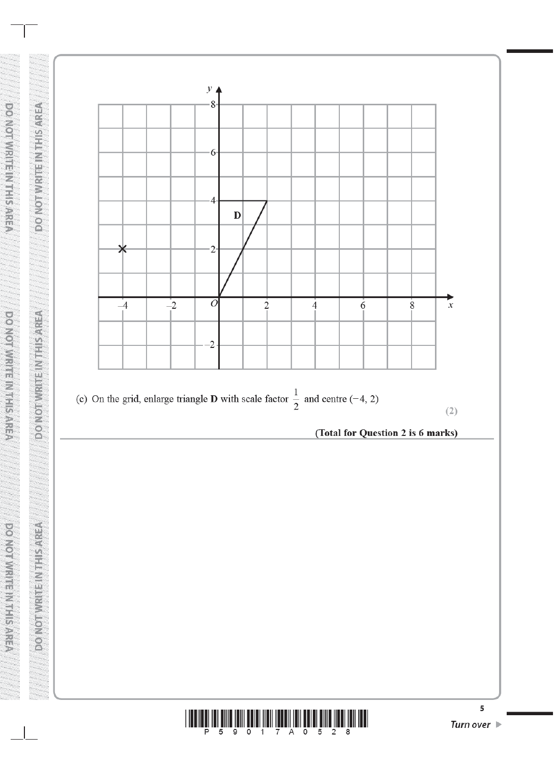(c) On the grid, enlarge triangle **D** with scale factor $\frac{1}{2}$ and centre $(-4, 2)$

**(2)**

**(Total for Question 2 is 6 marks)**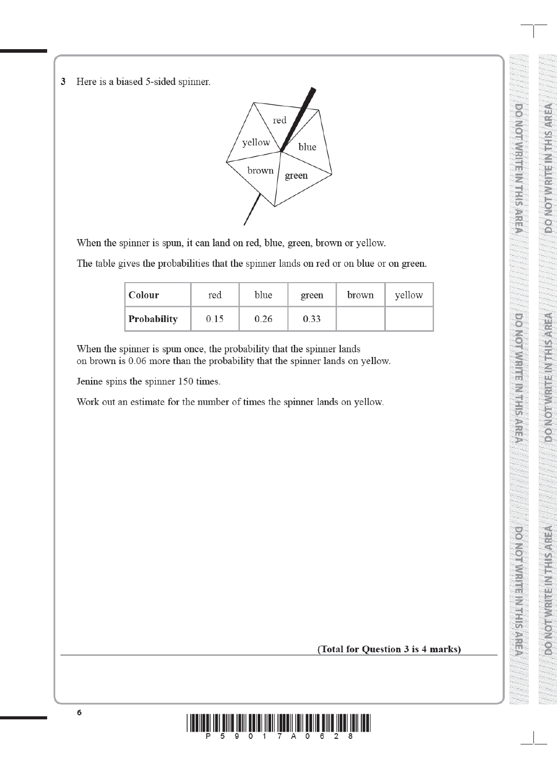**3** Here is a biased 5-sided spinner.

When the spinner is spun, it can land on red, blue, green, brown or yellow.

The table gives the probabilities that the spinner lands on red or on blue or on green.

| **Colour** | red | blue | green | brown | yellow |
|---|---|---|---|---|---|
| **Probability** | 0.15 | 0.26 | 0.33 | | |

When the spinner is spun once, the probability that the spinner lands on brown is 0.06 more than the probability that the spinner lands on yellow.

Jenine spins the spinner 150 times.

Work out an estimate for the number of times the spinner lands on yellow.

**(Total for Question 3 is 4 marks)**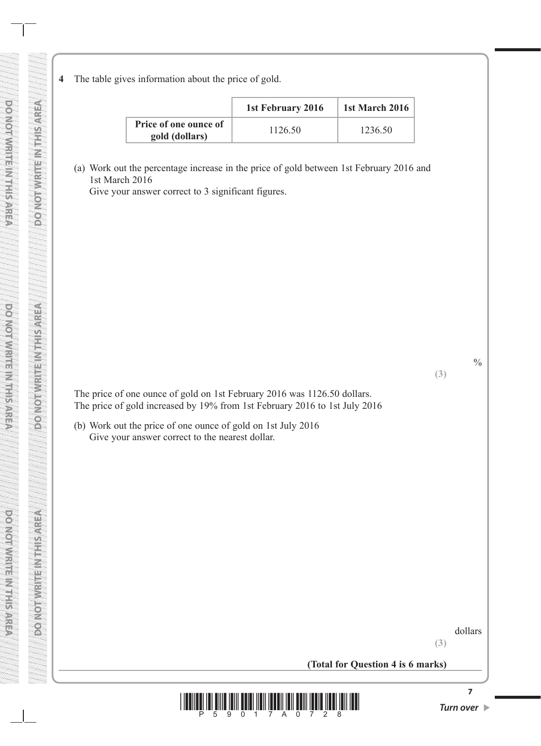**4** The table gives information about the price of gold.

| | **1st February 2016** | **1st March 2016** |
|---|---|---|
| **Price of one ounce of gold (dollars)** | 1126.50 | 1236.50 |

(a) Work out the percentage increase in the price of gold between 1st February 2016 and 1st March 2016

Give your answer correct to 3 significant figures.

%

**(3)**

The price of one ounce of gold on 1st February 2016 was 1126.50 dollars.
The price of gold increased by 19% from 1st February 2016 to 1st July 2016

(b) Work out the price of one ounce of gold on 1st July 2016

Give your answer correct to the nearest dollar.

dollars

**(3)**

**(Total for Question 4 is 6 marks)**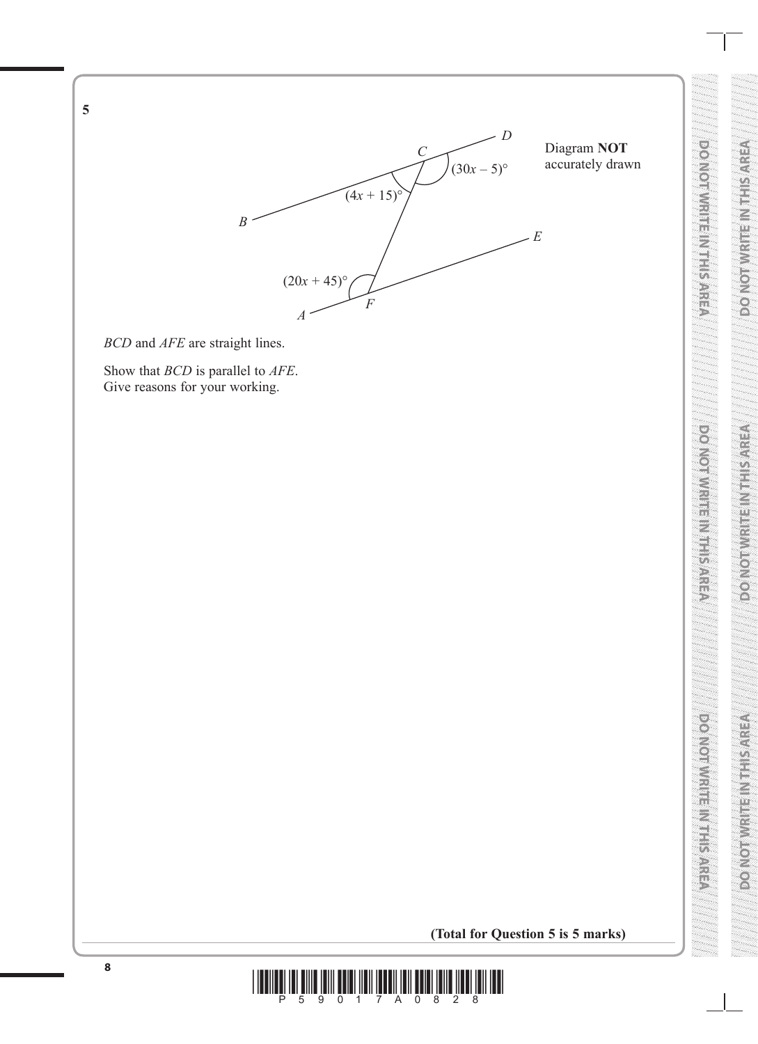**5**

Diagram **NOT** accurately drawn

$(30x - 5)°$

$(4x + 15)°$

$(20x + 45)°$

$BCD$ and $AFE$ are straight lines.

Show that $BCD$ is parallel to $AFE$.
Give reasons for your working.

**(Total for Question 5 is 5 marks)**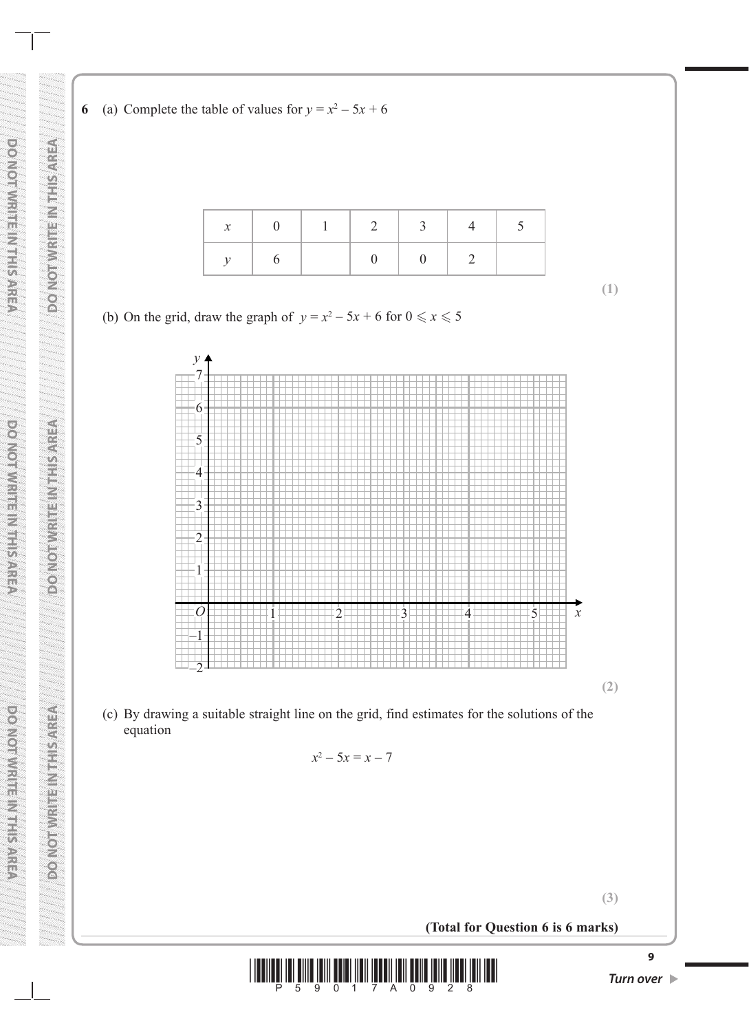**6** (a) Complete the table of values for $y = x^2 - 5x + 6$

| $x$ | 0 | 1 | 2 | 3 | 4 | 5 |
|---|---|---|---|---|---|---|
| $y$ | 6 | | 0 | 0 | 2 | |

**(1)**

(b) On the grid, draw the graph of $y = x^2 - 5x + 6$ for $0 \leqslant x \leqslant 5$

**(2)**

(c) By drawing a suitable straight line on the grid, find estimates for the solutions of the equation

$$x^2 - 5x = x - 7$$

**(3)**

**(Total for Question 6 is 6 marks)**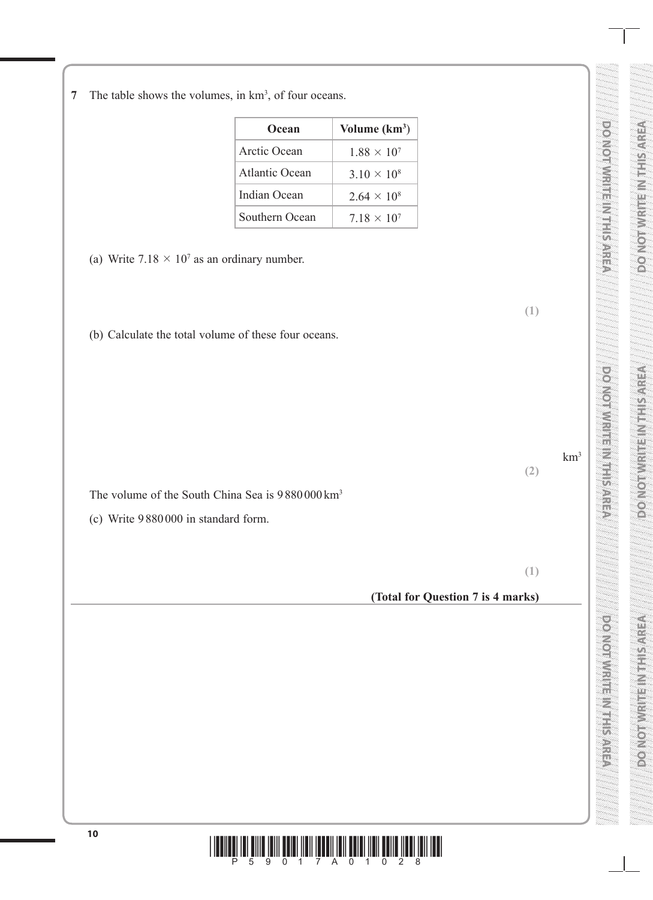**7** The table shows the volumes, in $km^3$, of four oceans.

| Ocean | Volume ($km^3$) |
|---|---|
| Arctic Ocean | $1.88 \times 10^7$ |
| Atlantic Ocean | $3.10 \times 10^8$ |
| Indian Ocean | $2.64 \times 10^8$ |
| Southern Ocean | $7.18 \times 10^7$ |

(a) Write $7.18 \times 10^7$ as an ordinary number.

**(1)**

(b) Calculate the total volume of these four oceans.

$km^3$

**(2)**

The volume of the South China Sea is 9 880 000 $km^3$

(c) Write 9 880 000 in standard form.

**(1)**

**(Total for Question 7 is 4 marks)**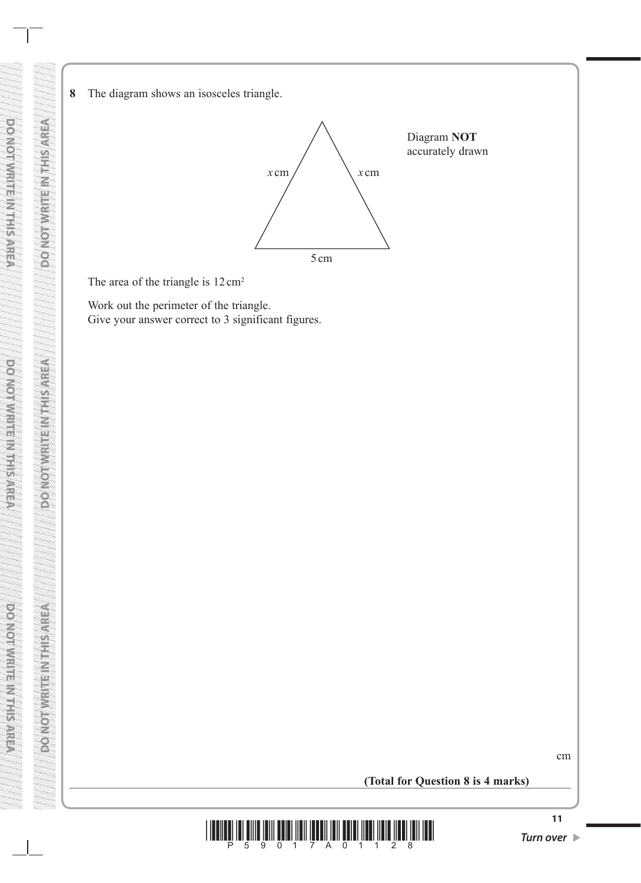**8** The diagram shows an isosceles triangle.

Diagram **NOT** accurately drawn

$x$ cm  $x$ cm

5 cm

The area of the triangle is 12 cm²

Work out the perimeter of the triangle.
Give your answer correct to 3 significant figures.

.......................................................cm

**(Total for Question 8 is 4 marks)**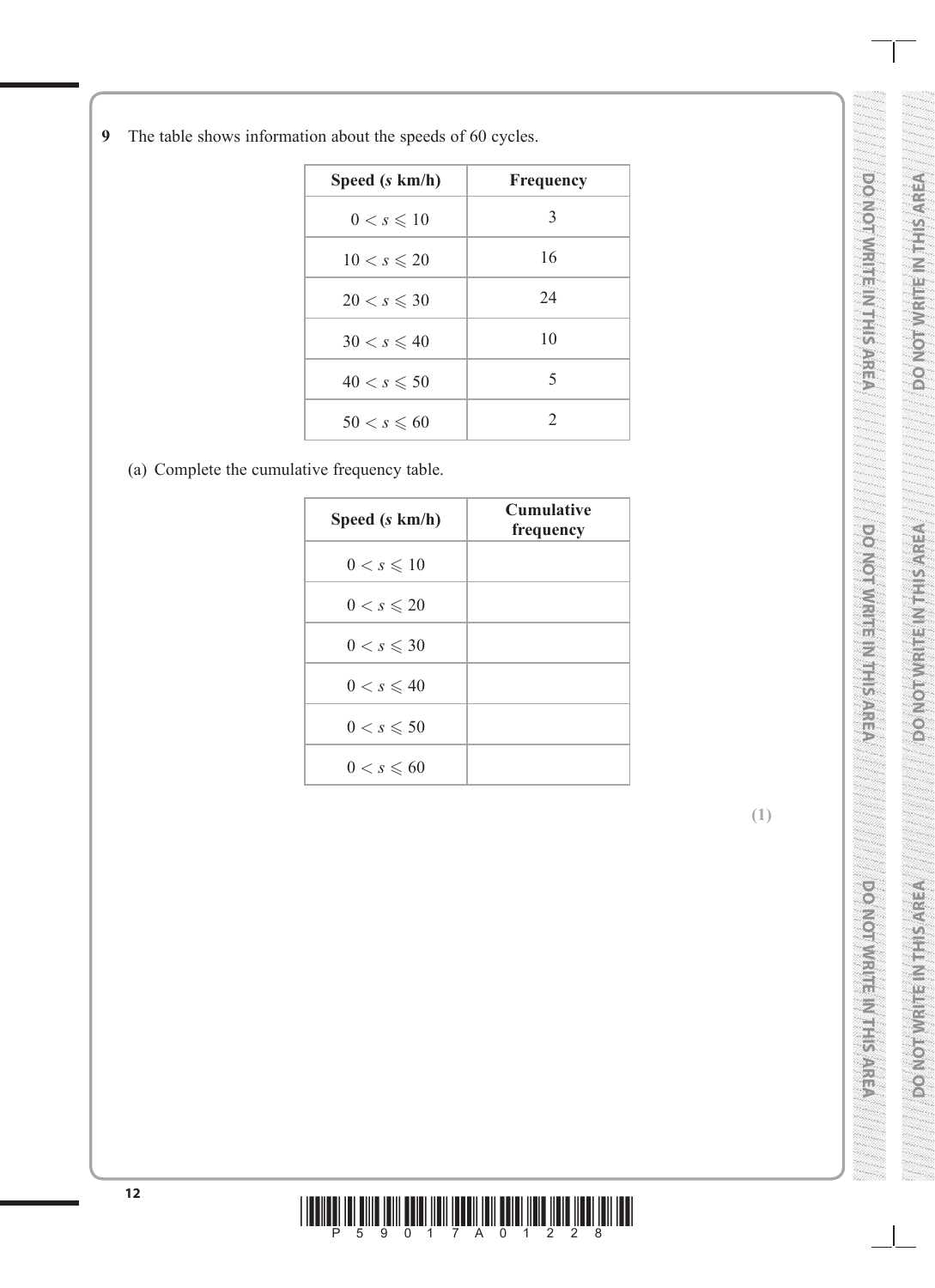**9** The table shows information about the speeds of 60 cycles.

| Speed ($s$ km/h) | Frequency |
|---|---|
| $0 < s \leqslant 10$ | 3 |
| $10 < s \leqslant 20$ | 16 |
| $20 < s \leqslant 30$ | 24 |
| $30 < s \leqslant 40$ | 10 |
| $40 < s \leqslant 50$ | 5 |
| $50 < s \leqslant 60$ | 2 |

(a) Complete the cumulative frequency table.

| Speed ($s$ km/h) | Cumulative frequency |
|---|---|
| $0 < s \leqslant 10$ | |
| $0 < s \leqslant 20$ | |
| $0 < s \leqslant 30$ | |
| $0 < s \leqslant 40$ | |
| $0 < s \leqslant 50$ | |
| $0 < s \leqslant 60$ | |

**(1)**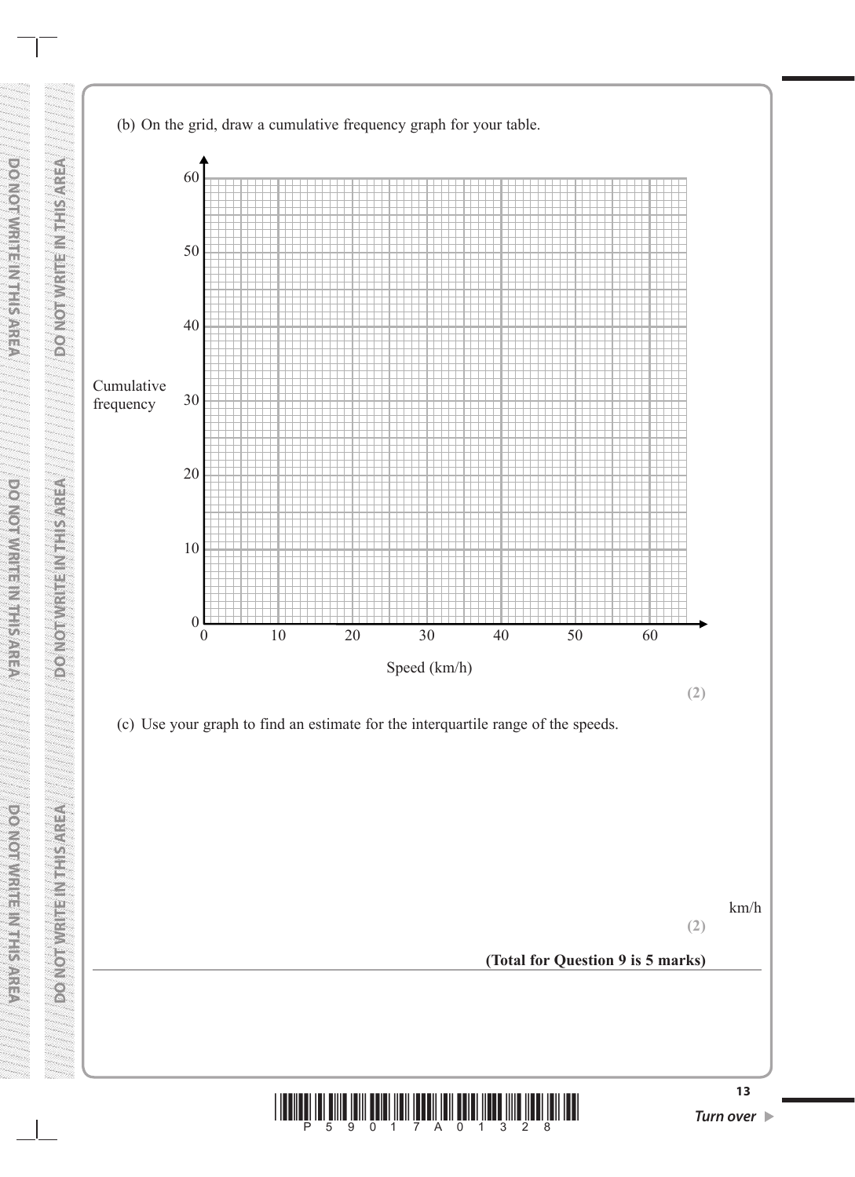(b) On the grid, draw a cumulative frequency graph for your table.

Cumulative frequency

Speed (km/h)

**(2)**

(c) Use your graph to find an estimate for the interquartile range of the speeds.

km/h

**(2)**

**(Total for Question 9 is 5 marks)**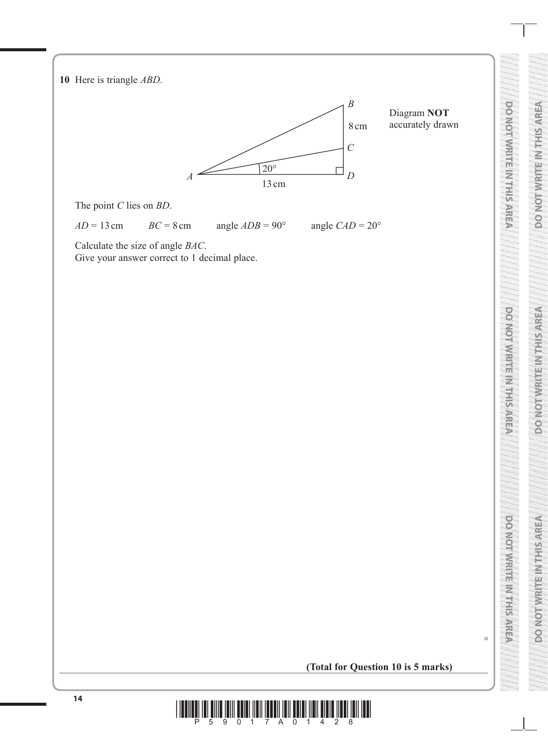**10** Here is triangle $ABD$.

Diagram **NOT** accurately drawn

The point $C$ lies on $BD$.

$AD = 13$ cm $\quad$ $BC = 8$ cm $\quad$ angle $ADB = 90°$ $\quad$ angle $CAD = 20°$

Calculate the size of angle $BAC$.
Give your answer correct to 1 decimal place.

..................................................... °

**(Total for Question 10 is 5 marks)**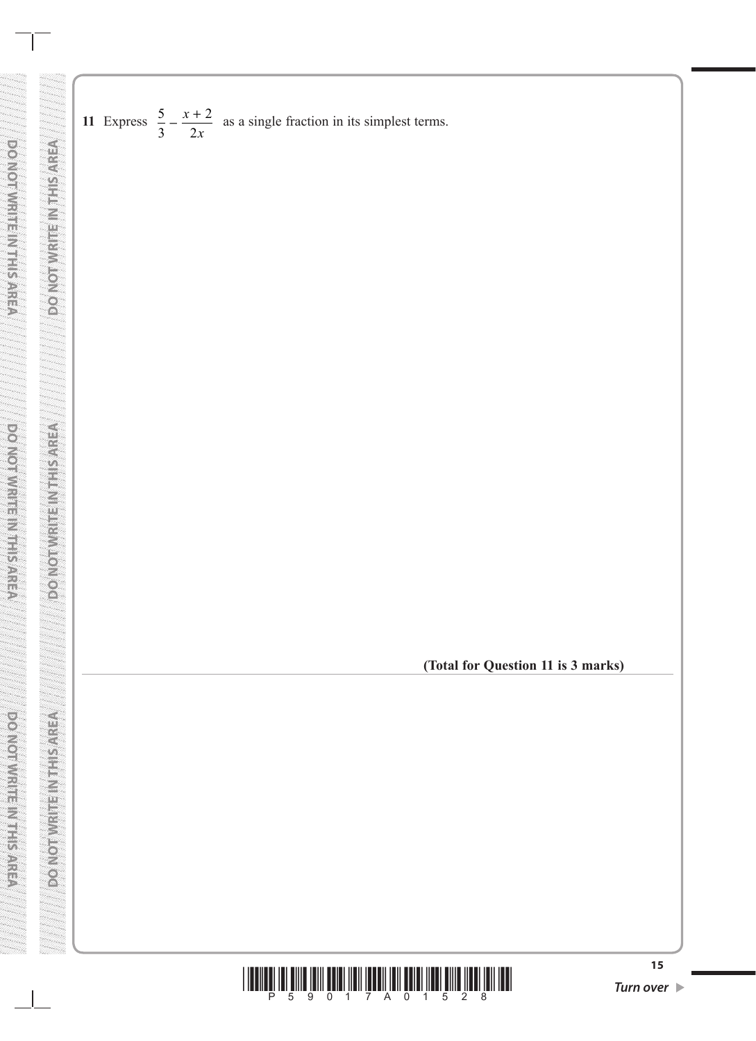**11** Express $\frac{5}{3} - \frac{x+2}{2x}$ as a single fraction in its simplest terms.

**(Total for Question 11 is 3 marks)**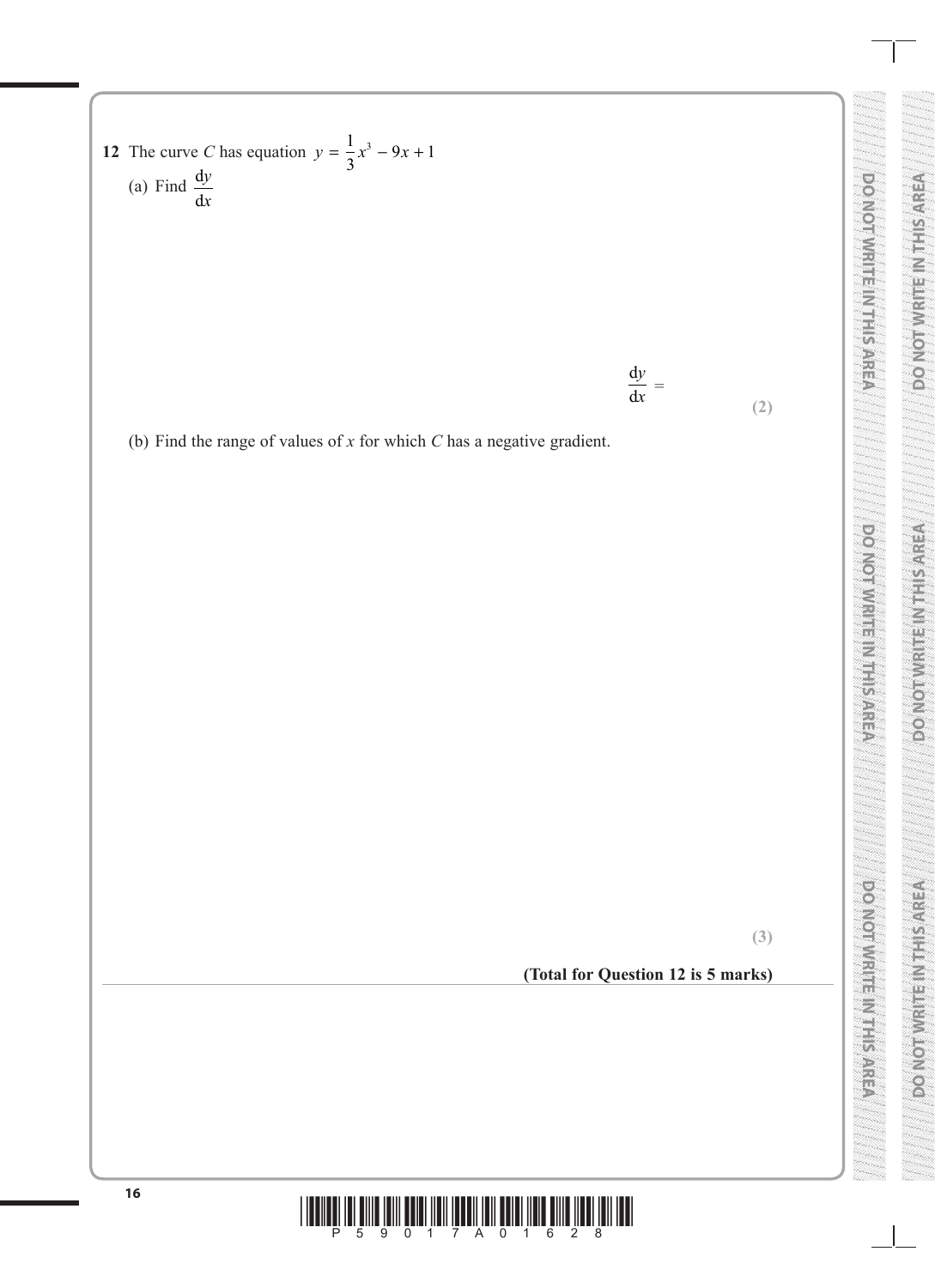**12** The curve $C$ has equation $y = \frac{1}{3}x^3 - 9x + 1$

(a) Find $\frac{dy}{dx}$

$\frac{dy}{dx} =$

**(2)**

(b) Find the range of values of $x$ for which $C$ has a negative gradient.

**(3)**

**(Total for Question 12 is 5 marks)**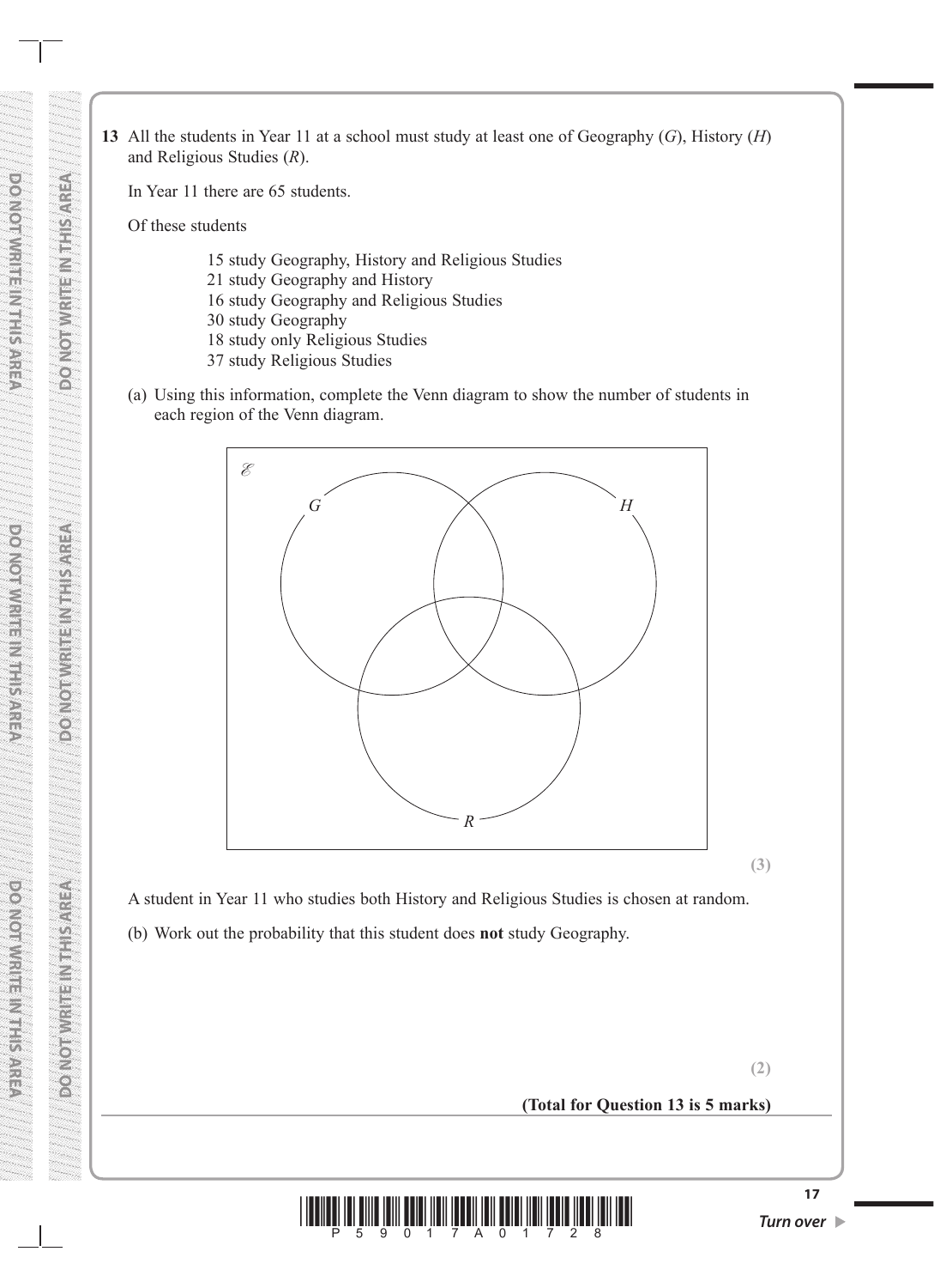**13** All the students in Year 11 at a school must study at least one of Geography ($G$), History ($H$) and Religious Studies ($R$).

In Year 11 there are 65 students.

Of these students

- 15 study Geography, History and Religious Studies
- 21 study Geography and History
- 16 study Geography and Religious Studies
- 30 study Geography
- 18 study only Religious Studies
- 37 study Religious Studies

(a) Using this information, complete the Venn diagram to show the number of students in each region of the Venn diagram.

$\mathscr{E}$

$G$ $H$

$R$

**(3)**

A student in Year 11 who studies both History and Religious Studies is chosen at random.

(b) Work out the probability that this student does **not** study Geography.

**(2)**

**(Total for Question 13 is 5 marks)**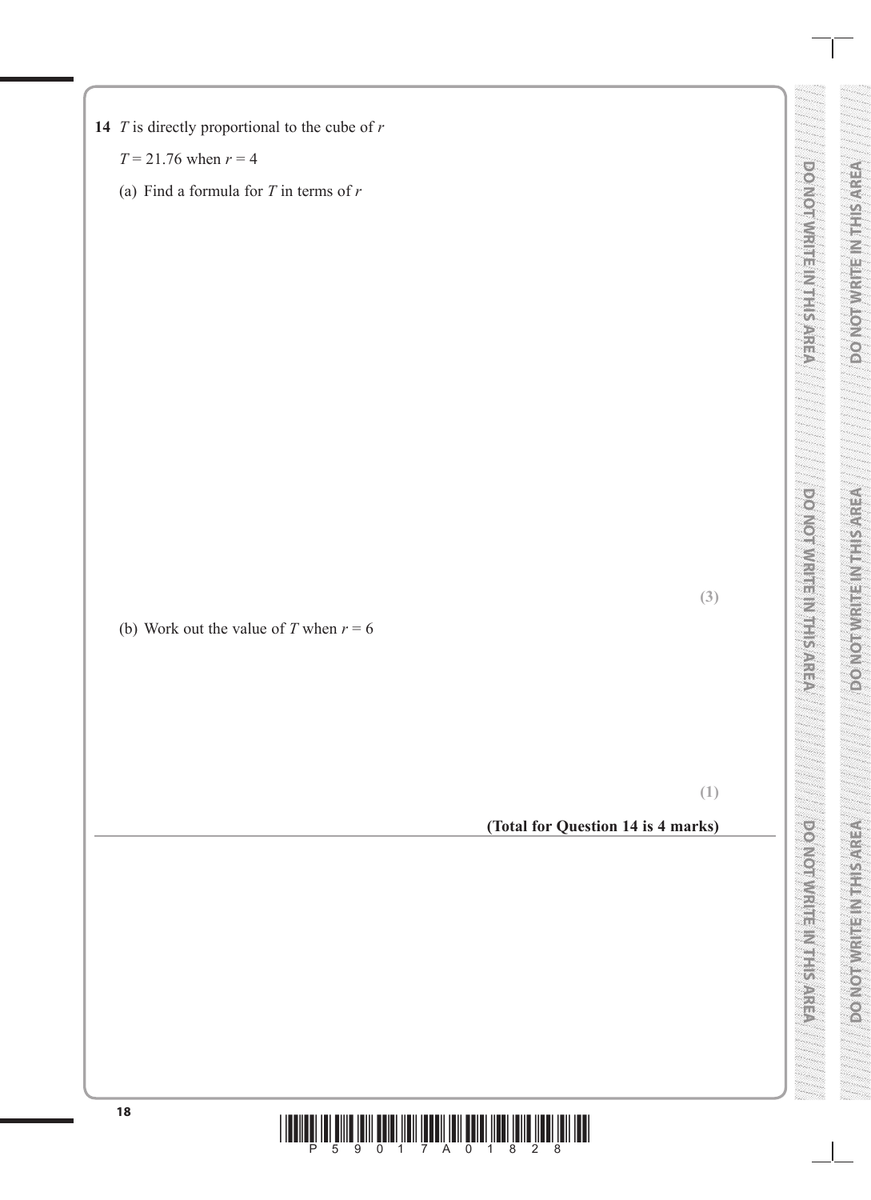**14** $T$ is directly proportional to the cube of $r$

$T = 21.76$ when $r = 4$

(a) Find a formula for $T$ in terms of $r$

**(3)**

(b) Work out the value of $T$ when $r = 6$

**(1)**

**(Total for Question 14 is 4 marks)**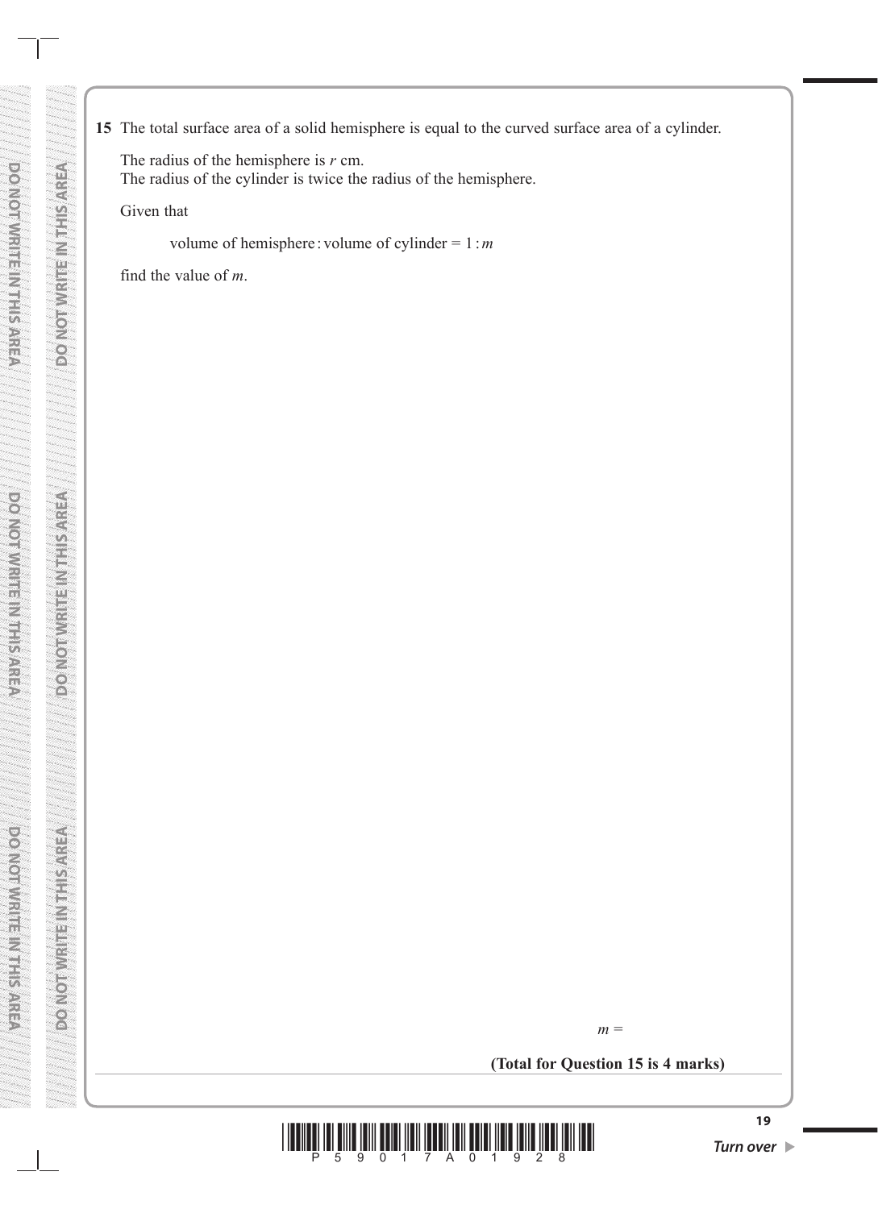**15** The total surface area of a solid hemisphere is equal to the curved surface area of a cylinder.

The radius of the hemisphere is $r$ cm.
The radius of the cylinder is twice the radius of the hemisphere.

Given that

volume of hemisphere : volume of cylinder = $1 : m$

find the value of $m$.

$m =$ ..............................

**(Total for Question 15 is 4 marks)**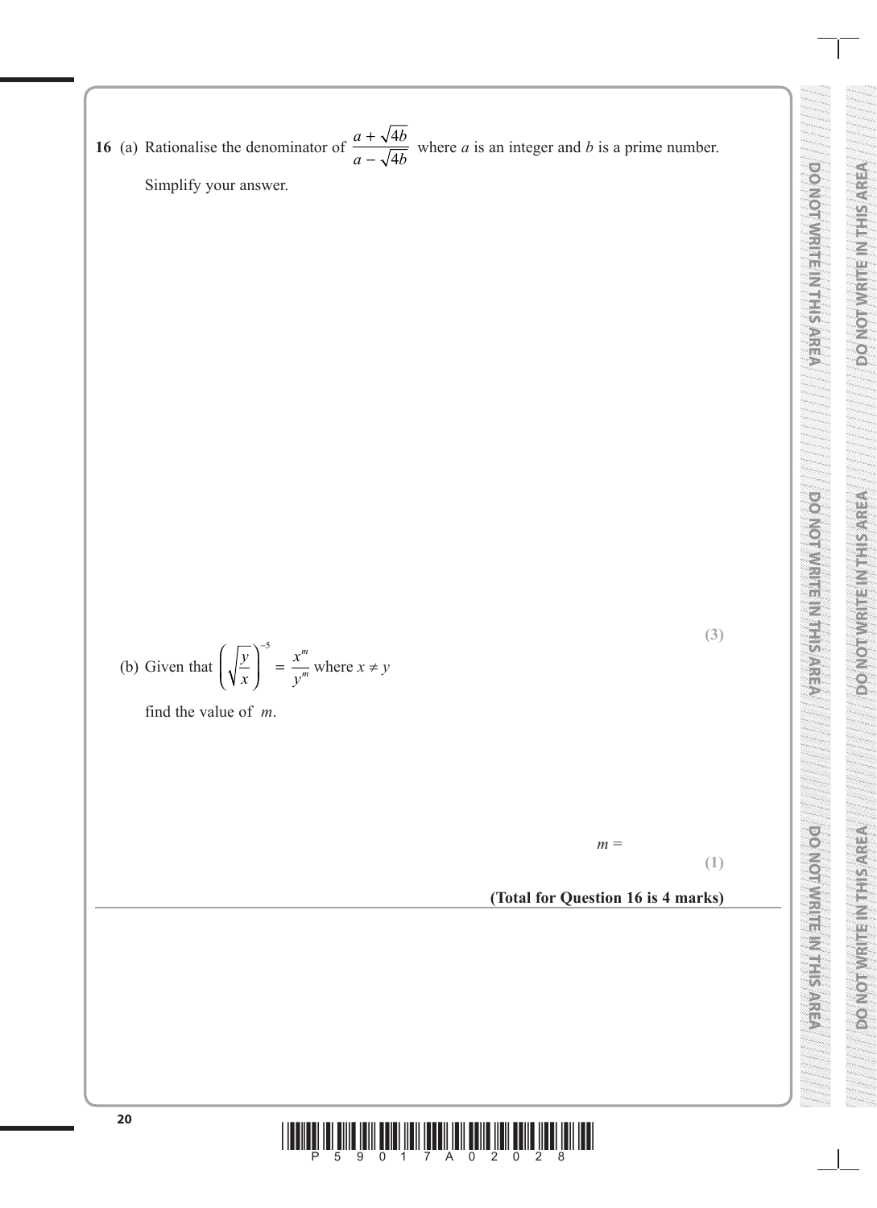**16** (a) Rationalise the denominator of $\dfrac{a + \sqrt{4b}}{a - \sqrt{4b}}$ where $a$ is an integer and $b$ is a prime number.

Simplify your answer.

**(3)**

(b) Given that $\left(\sqrt{\dfrac{y}{x}}\right)^{-5} = \dfrac{x^m}{y^m}$ where $x \neq y$

find the value of $m$.

$m =$ ..............................

**(1)**

**(Total for Question 16 is 4 marks)**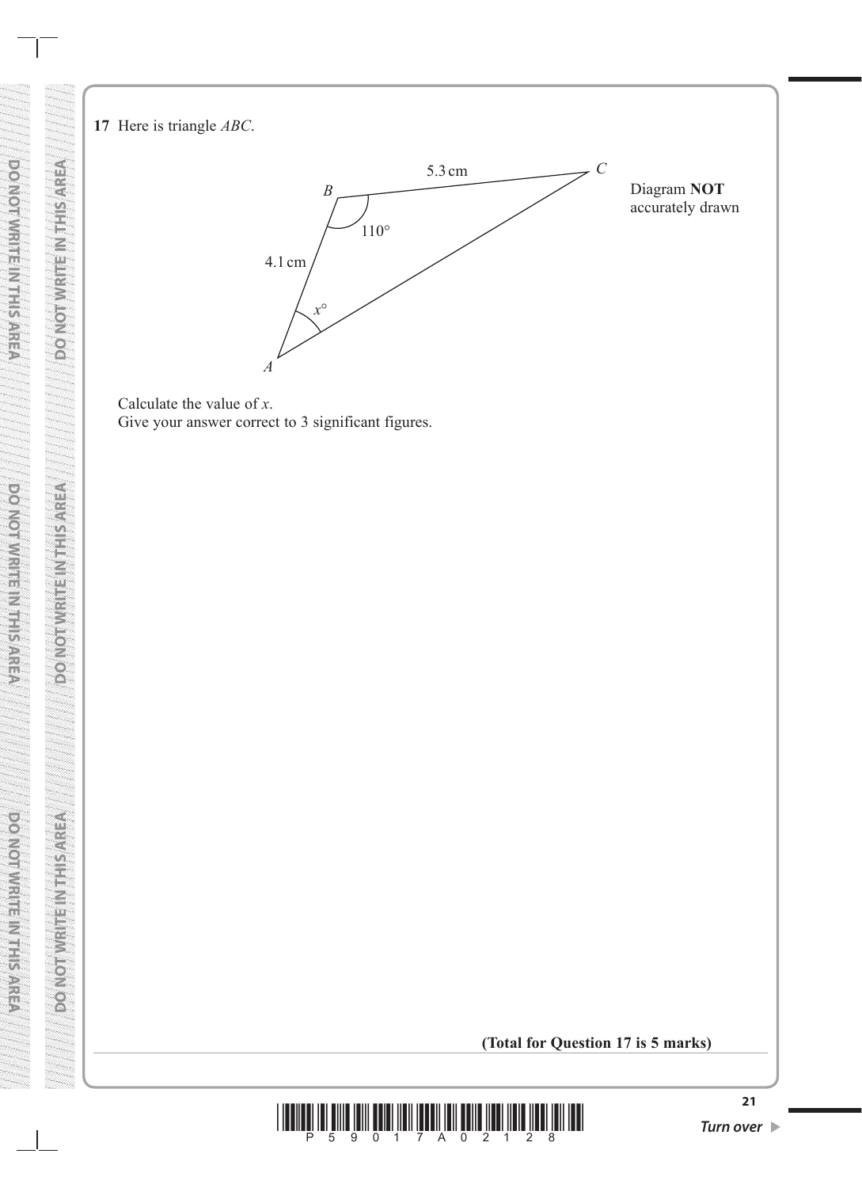**17** Here is triangle $ABC$.

Diagram **NOT** accurately drawn

$AB = 4.1$ cm, $BC = 5.3$ cm, angle $ABC = 110°$, angle $BAC = x°$

Calculate the value of $x$.
Give your answer correct to 3 significant figures.

**(Total for Question 17 is 5 marks)**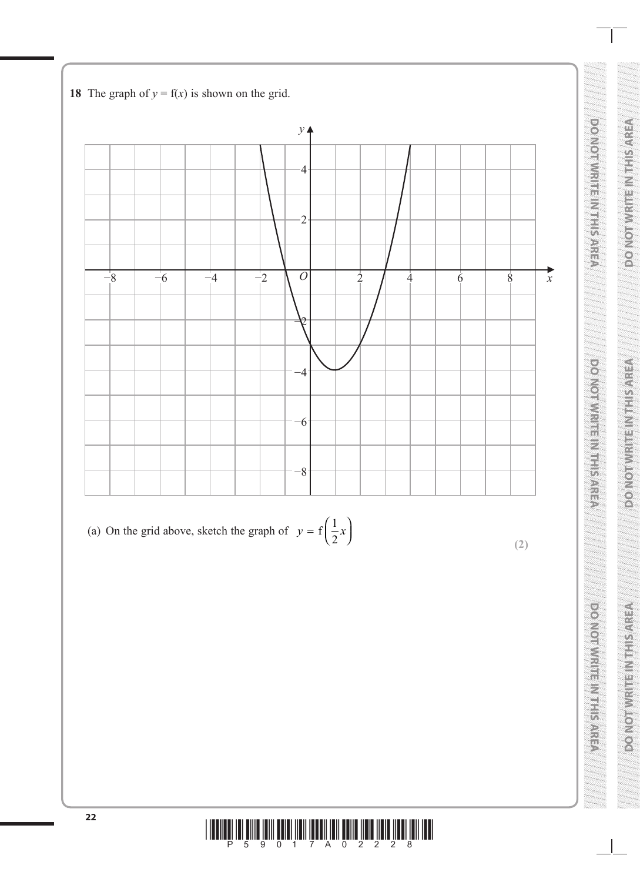**18** The graph of $y = f(x)$ is shown on the grid.

(a) On the grid above, sketch the graph of $y = f\left(\frac{1}{2}x\right)$

**(2)**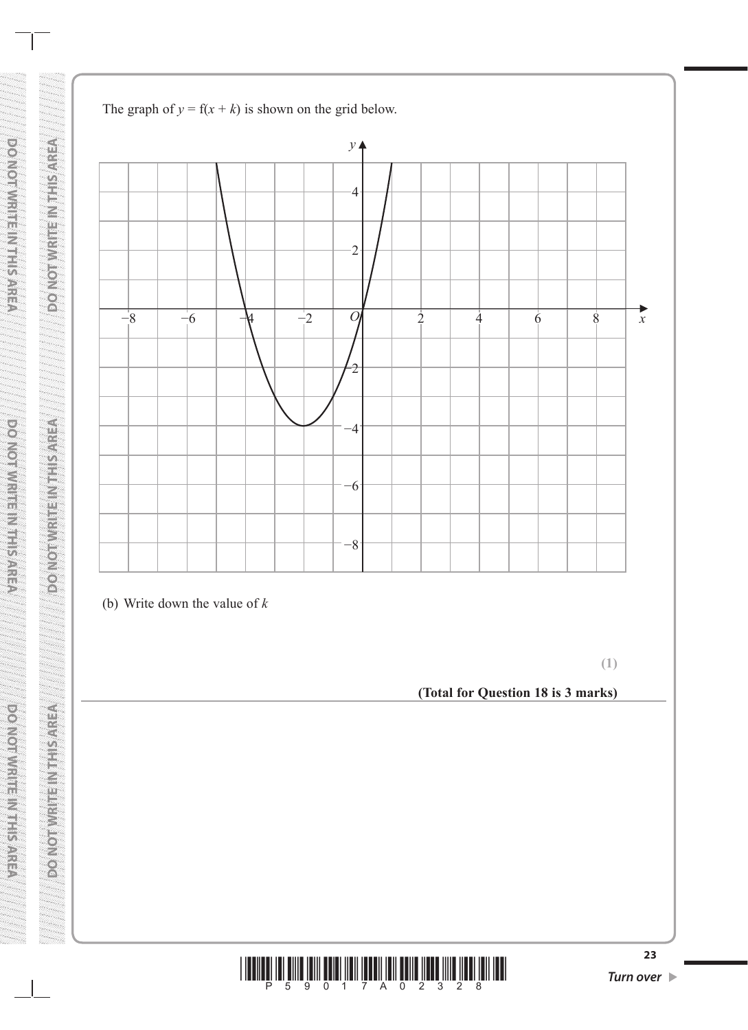The graph of $y = f(x + k)$ is shown on the grid below.

(b) Write down the value of $k$

**(1)**

**(Total for Question 18 is 3 marks)**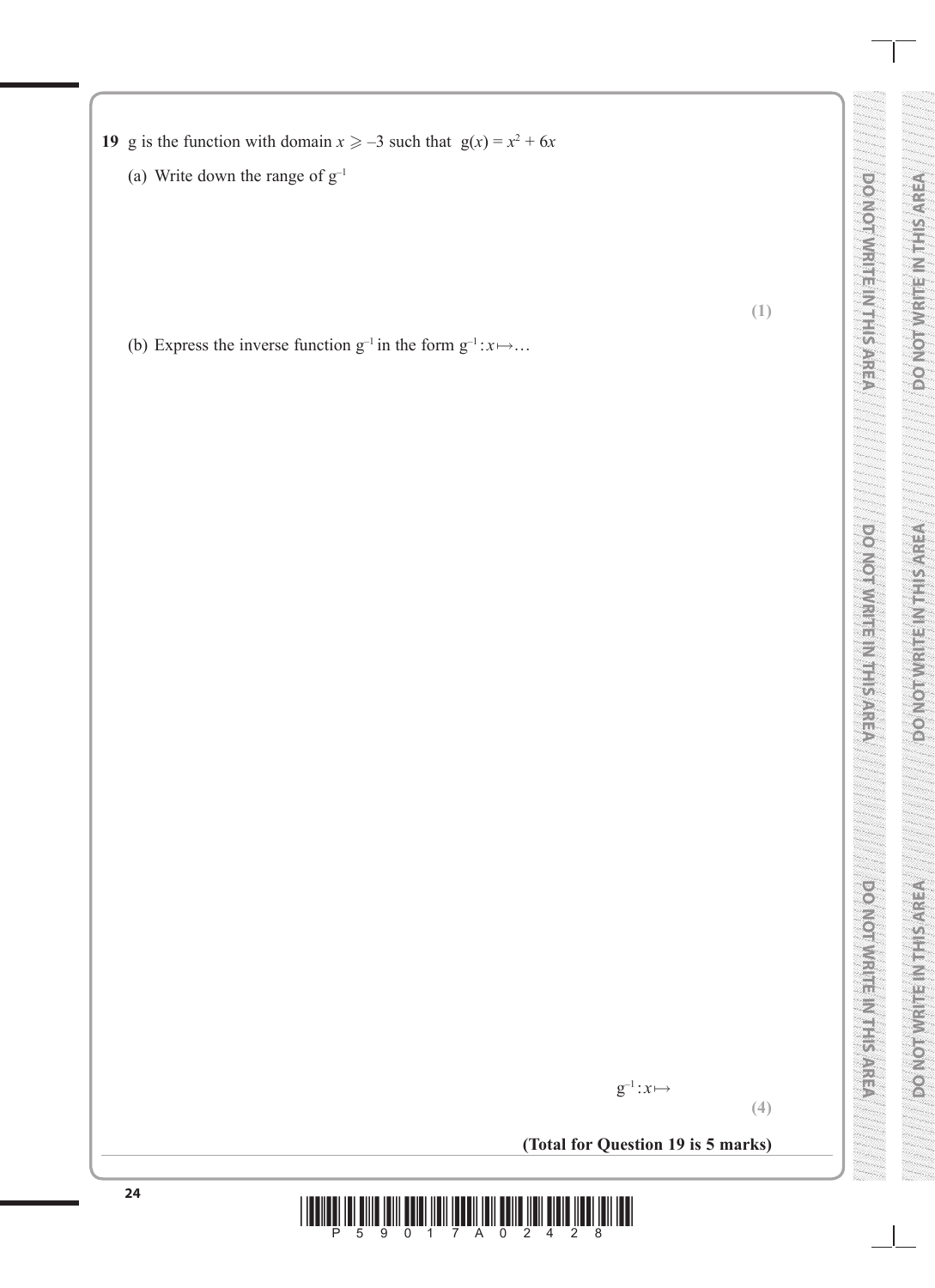**19** g is the function with domain $x \geqslant -3$ such that $g(x) = x^2 + 6x$

(a) Write down the range of $g^{-1}$

**(1)**

(b) Express the inverse function $g^{-1}$ in the form $g^{-1}: x \mapsto \ldots$

$g^{-1}: x \mapsto$

**(4)**

**(Total for Question 19 is 5 marks)**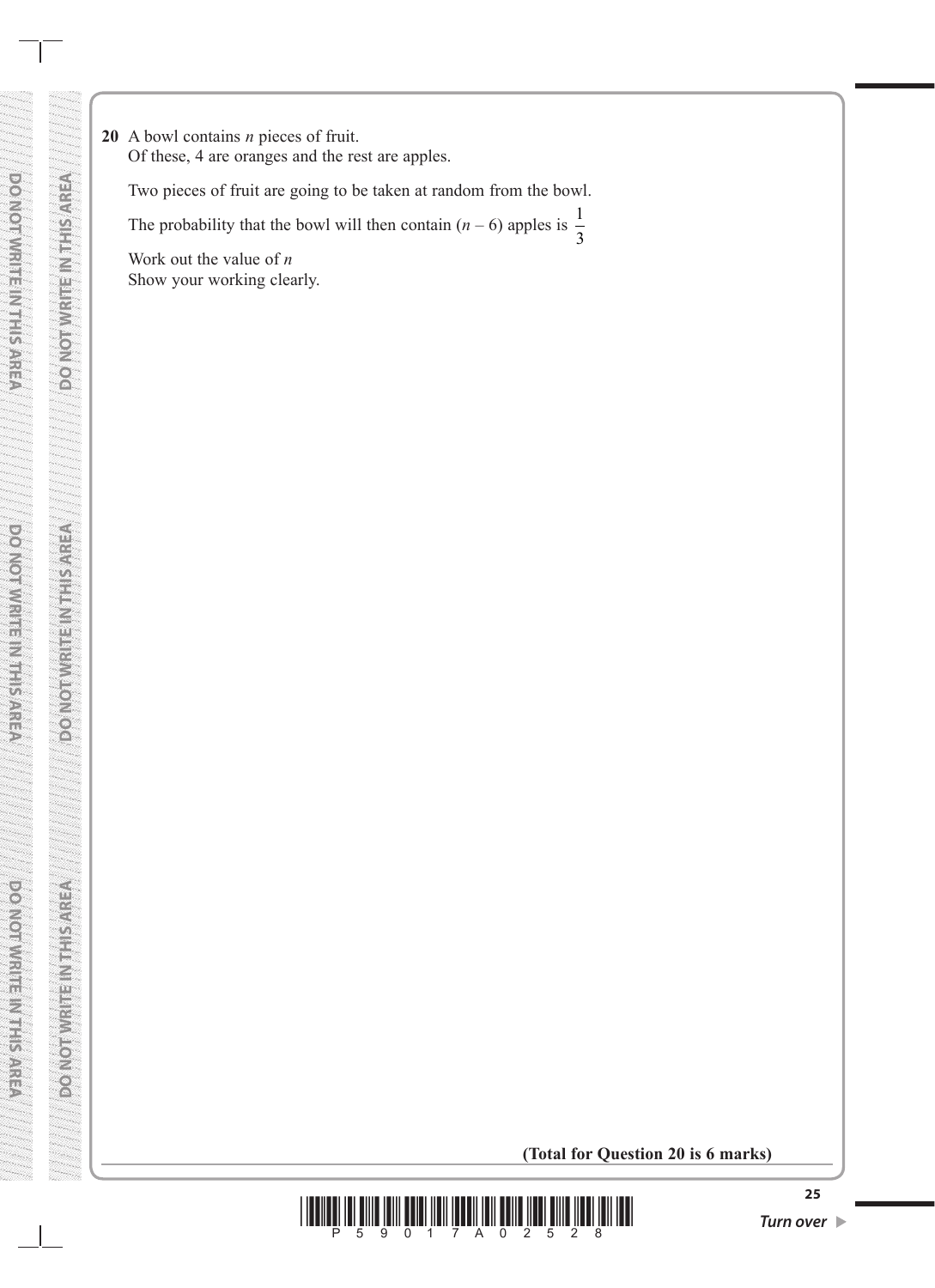**20** A bowl contains $n$ pieces of fruit.
Of these, 4 are oranges and the rest are apples.

Two pieces of fruit are going to be taken at random from the bowl.

The probability that the bowl will then contain $(n - 6)$ apples is $\frac{1}{3}$

Work out the value of $n$
Show your working clearly.

**(Total for Question 20 is 6 marks)**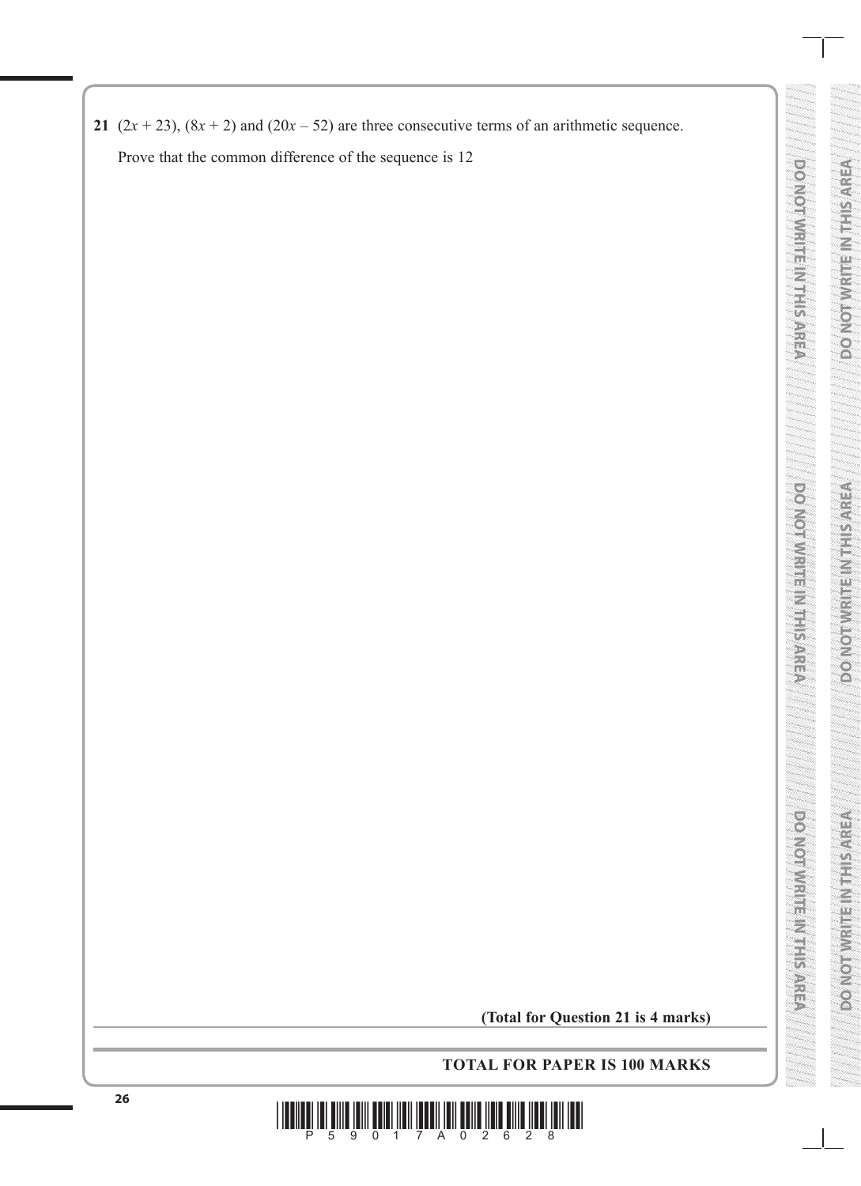**21** $(2x + 23)$, $(8x + 2)$ and $(20x - 52)$ are three consecutive terms of an arithmetic sequence.

Prove that the common difference of the sequence is 12

**(Total for Question 21 is 4 marks)**

**TOTAL FOR PAPER IS 100 MARKS**